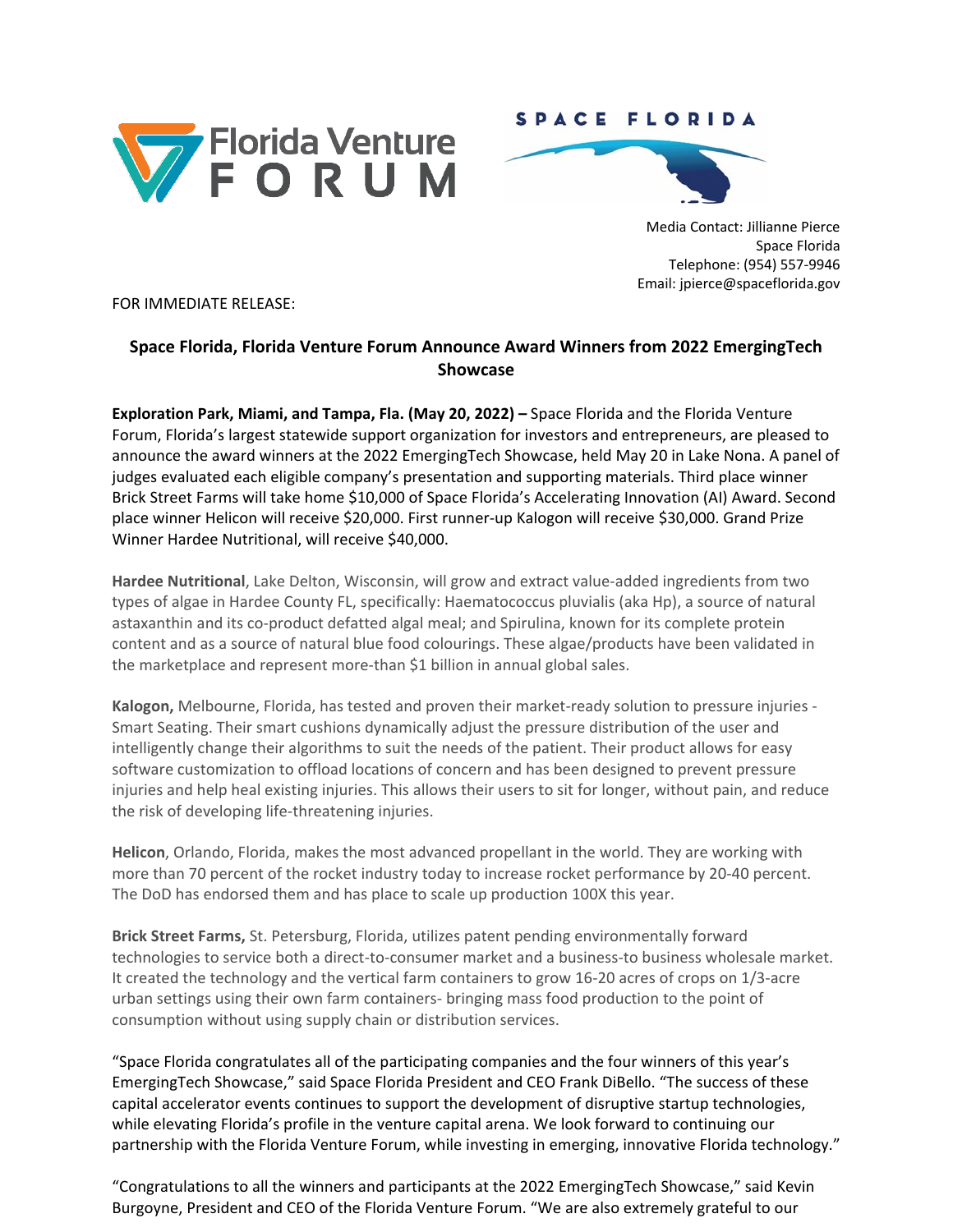Media Contact: Jillianne Pierce
Space Florida
Telephone: (954) 557-9946
Email: jpierce@spaceflorida.gov

FOR IMMEDIATE RELEASE:

## Space Florida, Florida Venture Forum Announce Award Winners from 2022 EmergingTech Showcase

**Exploration Park, Miami, and Tampa, Fla. (May 20, 2022) –** Space Florida and the Florida Venture Forum, Florida's largest statewide support organization for investors and entrepreneurs, are pleased to announce the award winners at the 2022 EmergingTech Showcase, held May 20 in Lake Nona. A panel of judges evaluated each eligible company's presentation and supporting materials. Third place winner Brick Street Farms will take home $10,000 of Space Florida's Accelerating Innovation (AI) Award. Second place winner Helicon will receive $20,000. First runner-up Kalogon will receive $30,000. Grand Prize Winner Hardee Nutritional, will receive $40,000.

**Hardee Nutritional**, Lake Delton, Wisconsin, will grow and extract value-added ingredients from two types of algae in Hardee County FL, specifically: Haematococcus pluvialis (aka Hp), a source of natural astaxanthin and its co-product defatted algal meal; and Spirulina, known for its complete protein content and as a source of natural blue food colourings. These algae/products have been validated in the marketplace and represent more-than $1 billion in annual global sales.

**Kalogon,** Melbourne, Florida, has tested and proven their market-ready solution to pressure injuries - Smart Seating. Their smart cushions dynamically adjust the pressure distribution of the user and intelligently change their algorithms to suit the needs of the patient. Their product allows for easy software customization to offload locations of concern and has been designed to prevent pressure injuries and help heal existing injuries. This allows their users to sit for longer, without pain, and reduce the risk of developing life-threatening injuries.

**Helicon**, Orlando, Florida, makes the most advanced propellant in the world. They are working with more than 70 percent of the rocket industry today to increase rocket performance by 20-40 percent. The DoD has endorsed them and has place to scale up production 100X this year.

**Brick Street Farms,** St. Petersburg, Florida, utilizes patent pending environmentally forward technologies to service both a direct-to-consumer market and a business-to business wholesale market. It created the technology and the vertical farm containers to grow 16-20 acres of crops on 1/3-acre urban settings using their own farm containers- bringing mass food production to the point of consumption without using supply chain or distribution services.

"Space Florida congratulates all of the participating companies and the four winners of this year's EmergingTech Showcase," said Space Florida President and CEO Frank DiBello. "The success of these capital accelerator events continues to support the development of disruptive startup technologies, while elevating Florida's profile in the venture capital arena. We look forward to continuing our partnership with the Florida Venture Forum, while investing in emerging, innovative Florida technology."

"Congratulations to all the winners and participants at the 2022 EmergingTech Showcase," said Kevin Burgoyne, President and CEO of the Florida Venture Forum. "We are also extremely grateful to our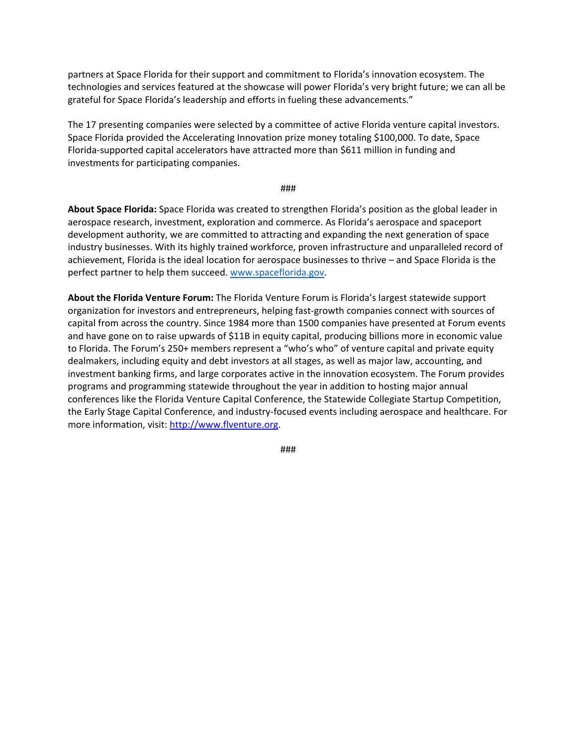partners at Space Florida for their support and commitment to Florida's innovation ecosystem. The technologies and services featured at the showcase will power Florida's very bright future; we can all be grateful for Space Florida's leadership and efforts in fueling these advancements."

The 17 presenting companies were selected by a committee of active Florida venture capital investors. Space Florida provided the Accelerating Innovation prize money totaling $100,000. To date, Space Florida-supported capital accelerators have attracted more than $611 million in funding and investments for participating companies.

###

**About Space Florida:** Space Florida was created to strengthen Florida's position as the global leader in aerospace research, investment, exploration and commerce. As Florida's aerospace and spaceport development authority, we are committed to attracting and expanding the next generation of space industry businesses. With its highly trained workforce, proven infrastructure and unparalleled record of achievement, Florida is the ideal location for aerospace businesses to thrive – and Space Florida is the perfect partner to help them succeed. [www.spaceflorida.gov](www.spaceflorida.gov).

**About the Florida Venture Forum:** The Florida Venture Forum is Florida's largest statewide support organization for investors and entrepreneurs, helping fast-growth companies connect with sources of capital from across the country. Since 1984 more than 1500 companies have presented at Forum events and have gone on to raise upwards of $11B in equity capital, producing billions more in economic value to Florida. The Forum's 250+ members represent a "who's who" of venture capital and private equity dealmakers, including equity and debt investors at all stages, as well as major law, accounting, and investment banking firms, and large corporates active in the innovation ecosystem. The Forum provides programs and programming statewide throughout the year in addition to hosting major annual conferences like the Florida Venture Capital Conference, the Statewide Collegiate Startup Competition, the Early Stage Capital Conference, and industry-focused events including aerospace and healthcare. For more information, visit: [http://www.flventure.org](http://www.flventure.org).

###